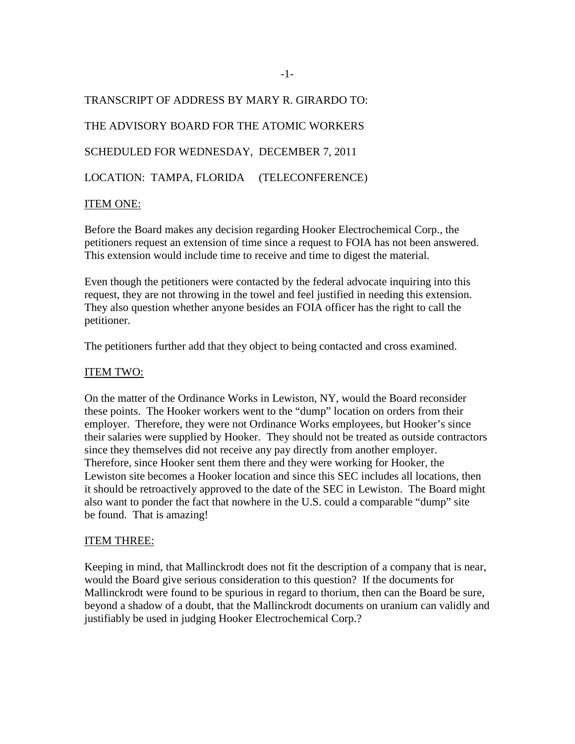TRANSCRIPT OF ADDRESS BY MARY R. GIRARDO TO:

THE ADVISORY BOARD FOR THE ATOMIC WORKERS

SCHEDULED FOR WEDNESDAY, DECEMBER 7, 2011

LOCATION: TAMPA, FLORIDA (TELECONFERENCE)

ITEM ONE:

Before the Board makes any decision regarding Hooker Electrochemical Corp., the petitioners request an extension of time since a request to FOIA has not been answered. This extension would include time to receive and time to digest the material.

Even though the petitioners were contacted by the federal advocate inquiring into this request, they are not throwing in the towel and feel justified in needing this extension. They also question whether anyone besides an FOIA officer has the right to call the petitioner.

The petitioners further add that they object to being contacted and cross examined.

ITEM TWO:

On the matter of the Ordinance Works in Lewiston, NY, would the Board reconsider these points. The Hooker workers went to the "dump" location on orders from their employer. Therefore, they were not Ordinance Works employees, but Hooker's since their salaries were supplied by Hooker. They should not be treated as outside contractors since they themselves did not receive any pay directly from another employer. Therefore, since Hooker sent them there and they were working for Hooker, the Lewiston site becomes a Hooker location and since this SEC includes all locations, then it should be retroactively approved to the date of the SEC in Lewiston. The Board might also want to ponder the fact that nowhere in the U.S. could a comparable "dump" site be found. That is amazing!

ITEM THREE:

Keeping in mind, that Mallinckrodt does not fit the description of a company that is near, would the Board give serious consideration to this question? If the documents for Mallinckrodt were found to be spurious in regard to thorium, then can the Board be sure, beyond a shadow of a doubt, that the Mallinckrodt documents on uranium can validly and justifiably be used in judging Hooker Electrochemical Corp.?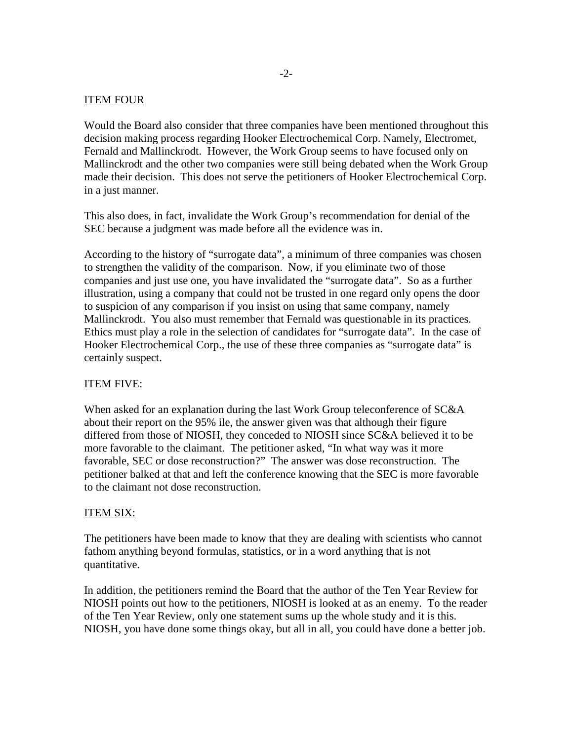ITEM FOUR

Would the Board also consider that three companies have been mentioned throughout this decision making process regarding Hooker Electrochemical Corp. Namely, Electromet, Fernald and Mallinckrodt. However, the Work Group seems to have focused only on Mallinckrodt and the other two companies were still being debated when the Work Group made their decision. This does not serve the petitioners of Hooker Electrochemical Corp. in a just manner.

This also does, in fact, invalidate the Work Group's recommendation for denial of the SEC because a judgment was made before all the evidence was in.

According to the history of "surrogate data", a minimum of three companies was chosen to strengthen the validity of the comparison. Now, if you eliminate two of those companies and just use one, you have invalidated the "surrogate data". So as a further illustration, using a company that could not be trusted in one regard only opens the door to suspicion of any comparison if you insist on using that same company, namely Mallinckrodt. You also must remember that Fernald was questionable in its practices. Ethics must play a role in the selection of candidates for "surrogate data". In the case of Hooker Electrochemical Corp., the use of these three companies as "surrogate data" is certainly suspect.

ITEM FIVE:

When asked for an explanation during the last Work Group teleconference of SC&A about their report on the 95% ile, the answer given was that although their figure differed from those of NIOSH, they conceded to NIOSH since SC&A believed it to be more favorable to the claimant. The petitioner asked, "In what way was it more favorable, SEC or dose reconstruction?" The answer was dose reconstruction. The petitioner balked at that and left the conference knowing that the SEC is more favorable to the claimant not dose reconstruction.

ITEM SIX:

The petitioners have been made to know that they are dealing with scientists who cannot fathom anything beyond formulas, statistics, or in a word anything that is not quantitative.

In addition, the petitioners remind the Board that the author of the Ten Year Review for NIOSH points out how to the petitioners, NIOSH is looked at as an enemy. To the reader of the Ten Year Review, only one statement sums up the whole study and it is this. NIOSH, you have done some things okay, but all in all, you could have done a better job.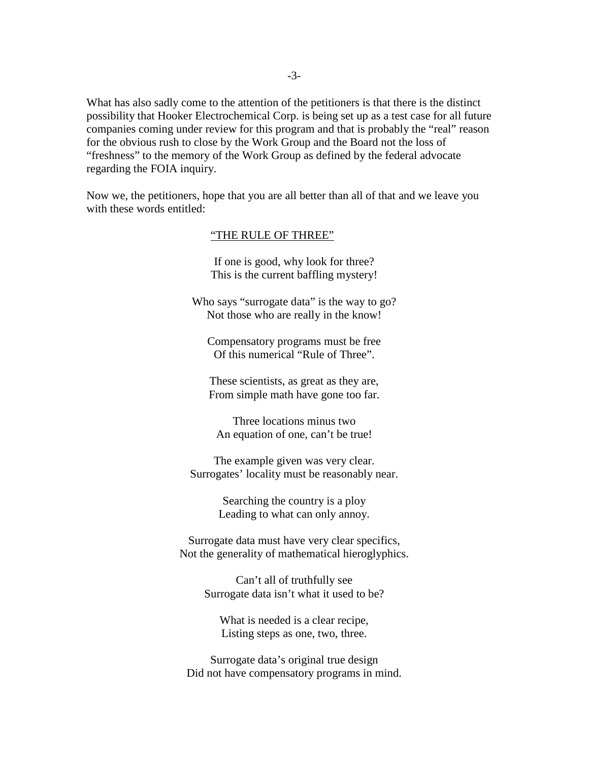What has also sadly come to the attention of the petitioners is that there is the distinct possibility that Hooker Electrochemical Corp. is being set up as a test case for all future companies coming under review for this program and that is probably the "real" reason for the obvious rush to close by the Work Group and the Board not the loss of "freshness" to the memory of the Work Group as defined by the federal advocate regarding the FOIA inquiry.

Now we, the petitioners, hope that you are all better than all of that and we leave you with these words entitled:

<u>"THE RULE OF THREE"</u>

If one is good, why look for three?
This is the current baffling mystery!

Who says "surrogate data" is the way to go?
Not those who are really in the know!

Compensatory programs must be free
Of this numerical "Rule of Three".

These scientists, as great as they are,
From simple math have gone too far.

Three locations minus two
An equation of one, can't be true!

The example given was very clear.
Surrogates' locality must be reasonably near.

Searching the country is a ploy
Leading to what can only annoy.

Surrogate data must have very clear specifics,
Not the generality of mathematical hieroglyphics.

Can't all of truthfully see
Surrogate data isn't what it used to be?

What is needed is a clear recipe,
Listing steps as one, two, three.

Surrogate data's original true design
Did not have compensatory programs in mind.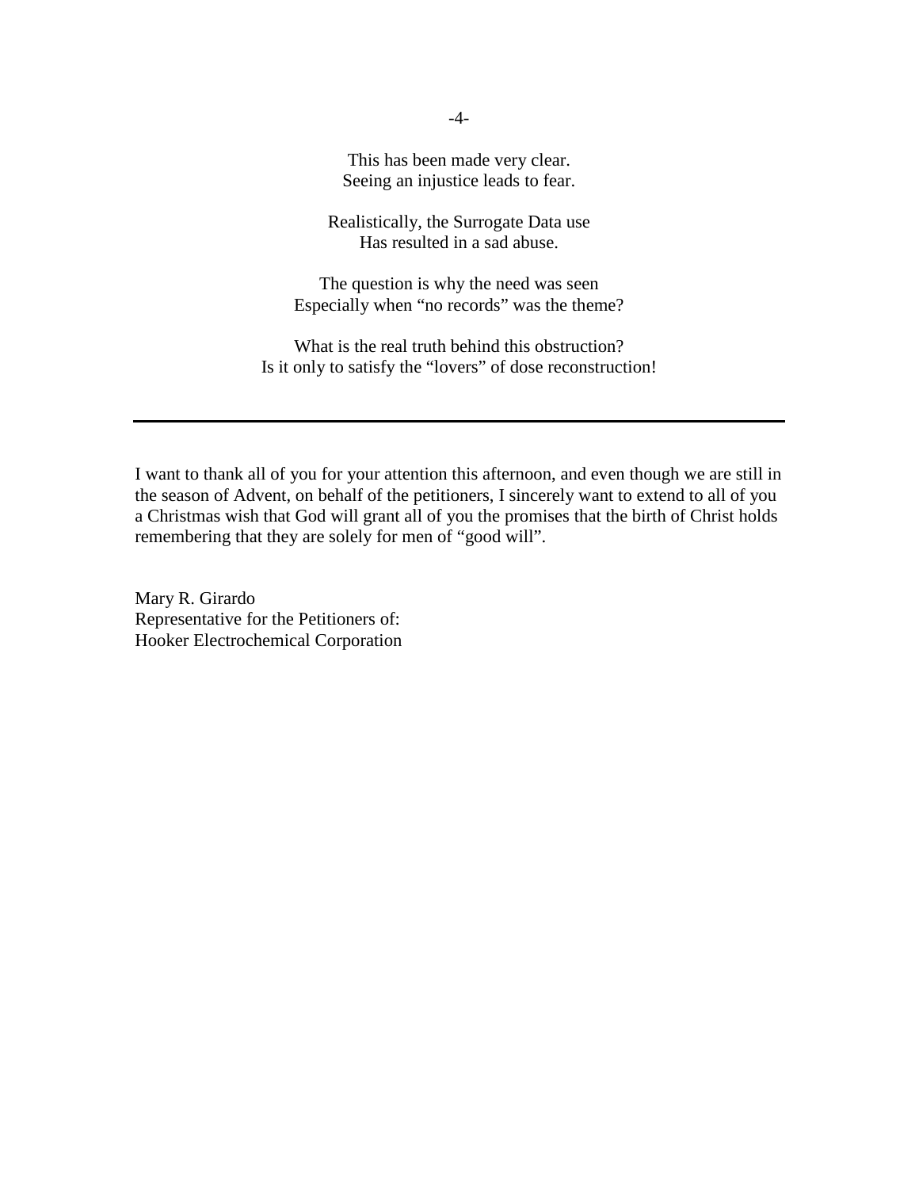This has been made very clear.
Seeing an injustice leads to fear.

Realistically, the Surrogate Data use
Has resulted in a sad abuse.

The question is why the need was seen
Especially when "no records" was the theme?

What is the real truth behind this obstruction?
Is it only to satisfy the "lovers" of dose reconstruction!

---

I want to thank all of you for your attention this afternoon, and even though we are still in the season of Advent, on behalf of the petitioners, I sincerely want to extend to all of you a Christmas wish that God will grant all of you the promises that the birth of Christ holds remembering that they are solely for men of "good will".

Mary R. Girardo
Representative for the Petitioners of:
Hooker Electrochemical Corporation